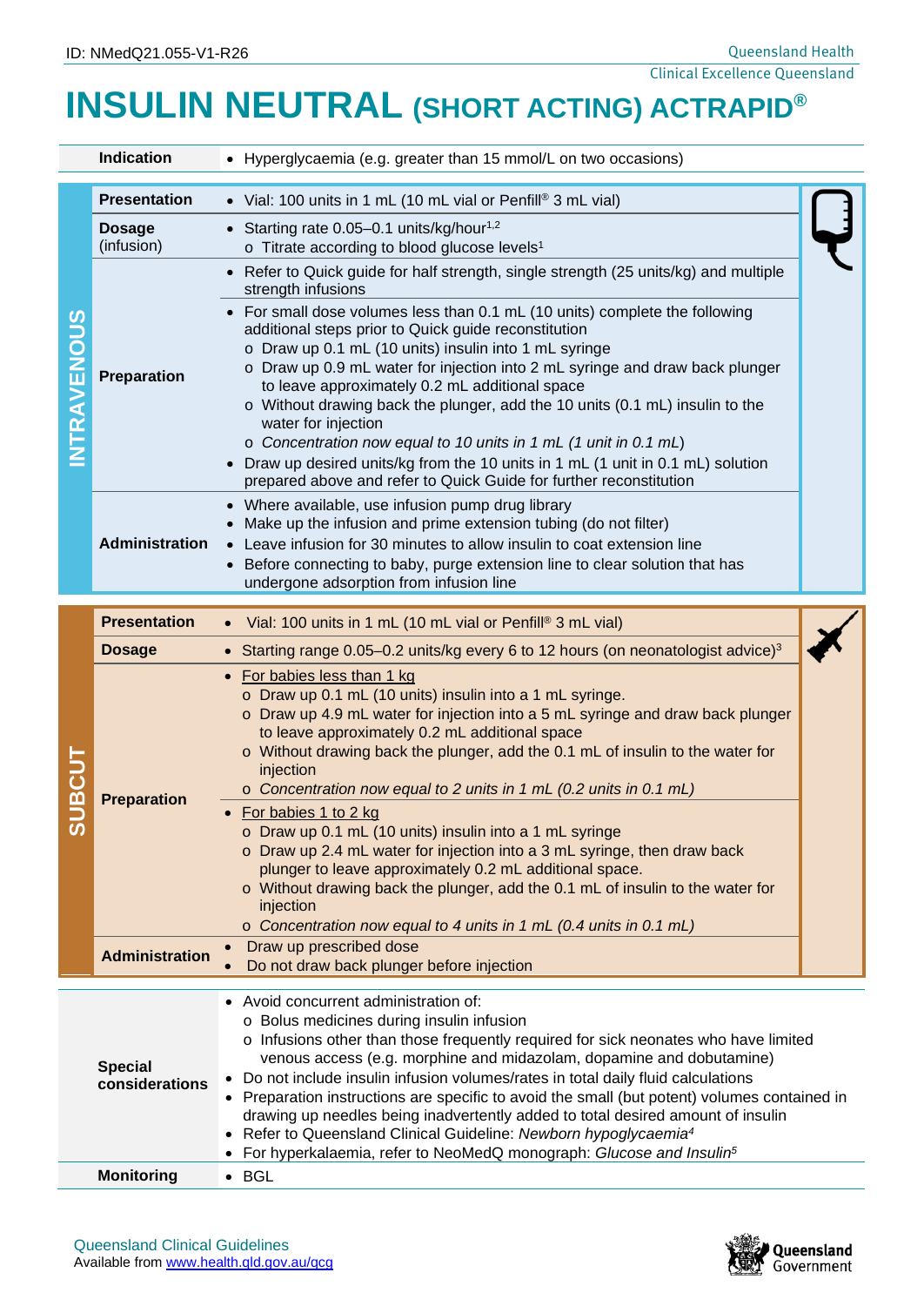ID: NMedQ21.055-V1-R26

# INSULIN NEUTRAL (SHORT ACTING) ACTRAPID®

| | | |
|---|---|---|
| | **Indication** | • Hyperglycaemia (e.g. greater than 15 mmol/L on two occasions) |
| **INTRAVENOUS** | **Presentation** | • Vial: 100 units in 1 mL (10 mL vial or Penfill® 3 mL vial) |
| | **Dosage** (infusion) | • Starting rate 0.05–0.1 units/kg/hour[1,2]<br>o Titrate according to blood glucose levels[1] |
| | **Preparation** | • Refer to Quick guide for half strength, single strength (25 units/kg) and multiple strength infusions<br>• For small dose volumes less than 0.1 mL (10 units) complete the following additional steps prior to Quick guide reconstitution<br>o Draw up 0.1 mL (10 units) insulin into 1 mL syringe<br>o Draw up 0.9 mL water for injection into 2 mL syringe and draw back plunger to leave approximately 0.2 mL additional space<br>o Without drawing back the plunger, add the 10 units (0.1 mL) insulin to the water for injection<br>o *Concentration now equal to 10 units in 1 mL (1 unit in 0.1 mL)*<br>• Draw up desired units/kg from the 10 units in 1 mL (1 unit in 0.1 mL) solution prepared above and refer to Quick Guide for further reconstitution |
| | **Administration** | • Where available, use infusion pump drug library<br>• Make up the infusion and prime extension tubing (do not filter)<br>• Leave infusion for 30 minutes to allow insulin to coat extension line<br>• Before connecting to baby, purge extension line to clear solution that has undergone adsorption from infusion line |
| **SUBCUT** | **Presentation** | • Vial: 100 units in 1 mL (10 mL vial or Penfill® 3 mL vial) |
| | **Dosage** | • Starting range 0.05–0.2 units/kg every 6 to 12 hours (on neonatologist advice)[3] |
| | **Preparation** | • For babies less than 1 kg<br>o Draw up 0.1 mL (10 units) insulin into a 1 mL syringe.<br>o Draw up 4.9 mL water for injection into a 5 mL syringe and draw back plunger to leave approximately 0.2 mL additional space<br>o Without drawing back the plunger, add the 0.1 mL of insulin to the water for injection<br>o *Concentration now equal to 2 units in 1 mL (0.2 units in 0.1 mL)*<br>• For babies 1 to 2 kg<br>o Draw up 0.1 mL (10 units) insulin into a 1 mL syringe<br>o Draw up 2.4 mL water for injection into a 3 mL syringe, then draw back plunger to leave approximately 0.2 mL additional space.<br>o Without drawing back the plunger, add the 0.1 mL of insulin to the water for injection<br>o *Concentration now equal to 4 units in 1 mL (0.4 units in 0.1 mL)* |
| | **Administration** | • Draw up prescribed dose<br>• Do not draw back plunger before injection |
| | **Special considerations** | • Avoid concurrent administration of:<br>o Bolus medicines during insulin infusion<br>o Infusions other than those frequently required for sick neonates who have limited venous access (e.g. morphine and midazolam, dopamine and dobutamine)<br>• Do not include insulin infusion volumes/rates in total daily fluid calculations<br>• Preparation instructions are specific to avoid the small (but potent) volumes contained in drawing up needles being inadvertently added to total desired amount of insulin<br>• Refer to Queensland Clinical Guideline: *Newborn hypoglycaemia*[4]<br>• For hyperkalaemia, refer to NeoMedQ monograph: *Glucose and Insulin*[5] |
| | **Monitoring** | • BGL |

Queensland Clinical Guidelines
Available from www.health.qld.gov.au/qcg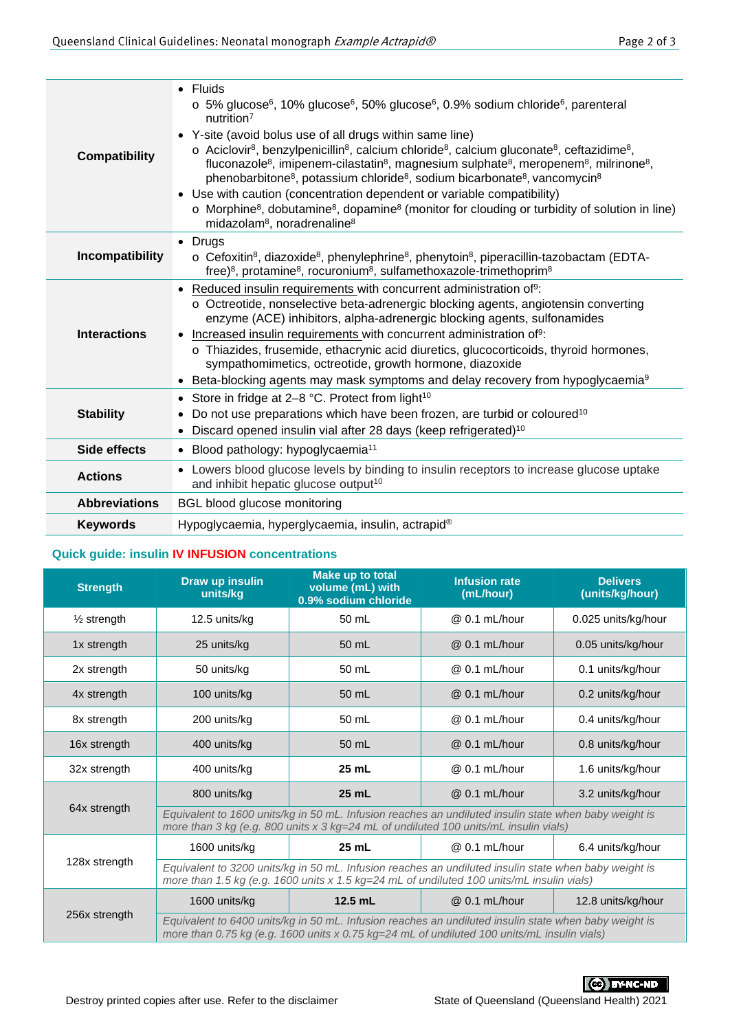| | |
|---|---|
| **Compatibility** | • Fluids<br>o 5% glucose[6], 10% glucose[6], 50% glucose[6], 0.9% sodium chloride[6], parenteral nutrition[7]<br>• Y-site (avoid bolus use of all drugs within same line)<br>o Aciclovir[8], benzylpenicillin[8], calcium chloride[8], calcium gluconate[8], ceftazidime[8], fluconazole[8], imipenem-cilastatin[8], magnesium sulphate[8], meropenem[8], milrinone[8], phenobarbitone[8], potassium chloride[8], sodium bicarbonate[8], vancomycin[8]<br>• Use with caution (concentration dependent or variable compatibility)<br>o Morphine[8], dobutamine[8], dopamine[8] (monitor for clouding or turbidity of solution in line) midazolam[8], noradrenaline[8] |
| **Incompatibility** | • Drugs<br>o Cefoxitin[8], diazoxide[8], phenylephrine[8], phenytoin[8], piperacillin-tazobactam (EDTA-free)[8], protamine[8], rocuronium[8], sulfamethoxazole-trimethoprim[8] |
| **Interactions** | • Reduced insulin requirements with concurrent administration of[9]:<br>o Octreotide, nonselective beta-adrenergic blocking agents, angiotensin converting enzyme (ACE) inhibitors, alpha-adrenergic blocking agents, sulfonamides<br>• Increased insulin requirements with concurrent administration of[9]:<br>o Thiazides, frusemide, ethacrynic acid diuretics, glucocorticoids, thyroid hormones, sympathomimetics, octreotide, growth hormone, diazoxide<br>• Beta-blocking agents may mask symptoms and delay recovery from hypoglycaemia[9] |
| **Stability** | • Store in fridge at 2–8 °C. Protect from light[10]<br>• Do not use preparations which have been frozen, are turbid or coloured[10]<br>• Discard opened insulin vial after 28 days (keep refrigerated)[10] |
| **Side effects** | • Blood pathology: hypoglycaemia[11] |
| **Actions** | • Lowers blood glucose levels by binding to insulin receptors to increase glucose uptake and inhibit hepatic glucose output[10] |
| **Abbreviations** | BGL blood glucose monitoring |
| **Keywords** | Hypoglycaemia, hyperglycaemia, insulin, actrapid® |

### Quick guide: insulin IV INFUSION concentrations

| Strength | Draw up insulin units/kg | Make up to total volume (mL) with 0.9% sodium chloride | Infusion rate (mL/hour) | Delivers (units/kg/hour) |
|---|---|---|---|---|
| ½ strength | 12.5 units/kg | 50 mL | @ 0.1 mL/hour | 0.025 units/kg/hour |
| 1x strength | 25 units/kg | 50 mL | @ 0.1 mL/hour | 0.05 units/kg/hour |
| 2x strength | 50 units/kg | 50 mL | @ 0.1 mL/hour | 0.1 units/kg/hour |
| 4x strength | 100 units/kg | 50 mL | @ 0.1 mL/hour | 0.2 units/kg/hour |
| 8x strength | 200 units/kg | 50 mL | @ 0.1 mL/hour | 0.4 units/kg/hour |
| 16x strength | 400 units/kg | 50 mL | @ 0.1 mL/hour | 0.8 units/kg/hour |
| 32x strength | 400 units/kg | **25 mL** | @ 0.1 mL/hour | 1.6 units/kg/hour |
| 64x strength | 800 units/kg | **25 mL** | @ 0.1 mL/hour | 3.2 units/kg/hour |
| | *Equivalent to 1600 units/kg in 50 mL. Infusion reaches an undiluted insulin state when baby weight is more than 3 kg (e.g. 800 units x 3 kg=24 mL of undiluted 100 units/mL insulin vials)* | | | |
| 128x strength | 1600 units/kg | **25 mL** | @ 0.1 mL/hour | 6.4 units/kg/hour |
| | *Equivalent to 3200 units/kg in 50 mL. Infusion reaches an undiluted insulin state when baby weight is more than 1.5 kg (e.g. 1600 units x 1.5 kg=24 mL of undiluted 100 units/mL insulin vials)* | | | |
| 256x strength | 1600 units/kg | **12.5 mL** | @ 0.1 mL/hour | 12.8 units/kg/hour |
| | *Equivalent to 6400 units/kg in 50 mL. Infusion reaches an undiluted insulin state when baby weight is more than 0.75 kg (e.g. 1600 units x 0.75 kg=24 mL of undiluted 100 units/mL insulin vials)* | | | |

Destroy printed copies after use. Refer to the disclaimer

State of Queensland (Queensland Health) 2021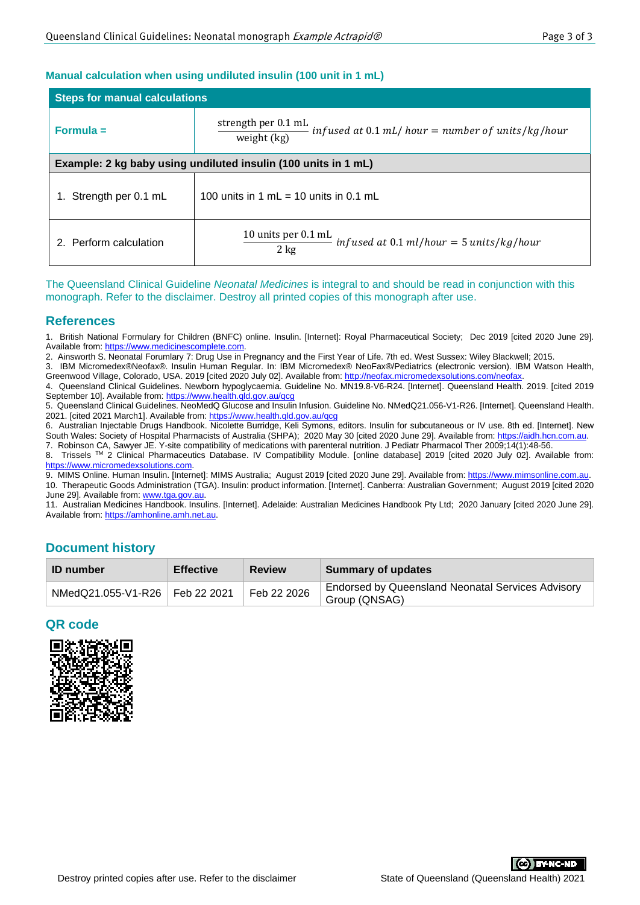### Manual calculation when using undiluted insulin (100 unit in 1 mL)

| Steps for manual calculations | |
|---|---|
| **Formula =** | $\frac{\text{strength per 0.1 mL}}{\text{weight (kg)}}$ $infused\ at\ 0.1\ mL/\ hour = number\ of\ units/kg/hour$ |
| **Example: 2 kg baby using undiluted insulin (100 units in 1 mL)** | |
| 1. Strength per 0.1 mL | 100 units in 1 mL = 10 units in 0.1 mL |
| 2. Perform calculation | $\frac{\text{10 units per 0.1 mL}}{\text{2 kg}}$ $infused\ at\ 0.1\ ml/hour = 5\ units/kg/hour$ |

The Queensland Clinical Guideline *Neonatal Medicines* is integral to and should be read in conjunction with this monograph. Refer to the disclaimer. Destroy all printed copies of this monograph after use.

## References

1. British National Formulary for Children (BNFC) online. Insulin. [Internet]: Royal Pharmaceutical Society; Dec 2019 [cited 2020 June 29]. Available from: https://www.medicinescomplete.com.
2. Ainsworth S. Neonatal Forumlary 7: Drug Use in Pregnancy and the First Year of Life. 7th ed. West Sussex: Wiley Blackwell; 2015.
3. IBM Micromedex®Neofax®. Insulin Human Regular. In: IBM Micromedex® NeoFax®/Pediatrics (electronic version). IBM Watson Health, Greenwood Village, Colorado, USA. 2019 [cited 2020 July 02]. Available from: http://neofax.micromedexsolutions.com/neofax.
4. Queensland Clinical Guidelines. Newborn hypoglycaemia. Guideline No. MN19.8-V6-R24. [Internet]. Queensland Health. 2019. [cited 2019 September 10]. Available from: https://www.health.qld.gov.au/qcg
5. Queensland Clinical Guidelines. NeoMedQ Glucose and Insulin Infusion. Guideline No. NMedQ21.056-V1-R26. [Internet]. Queensland Health. 2021. [cited 2021 March1]. Available from: https://www.health.qld.gov.au/qcg
6. Australian Injectable Drugs Handbook. Nicolette Burridge, Keli Symons, editors. Insulin for subcutaneous or IV use. 8th ed. [Internet]. New South Wales: Society of Hospital Pharmacists of Australia (SHPA); 2020 May 30 [cited 2020 June 29]. Available from: https://aidh.hcn.com.au.
7. Robinson CA, Sawyer JE. Y-site compatibility of medications with parenteral nutrition. J Pediatr Pharmacol Ther 2009;14(1):48-56.
8. Trissels ™ 2 Clinical Pharmaceutics Database. IV Compatibility Module. [online database] 2019 [cited 2020 July 02]. Available from: https://www.micromedexsolutions.com.
9. MIMS Online. Human Insulin. [Internet]: MIMS Australia; August 2019 [cited 2020 June 29]. Available from: https://www.mimsonline.com.au.
10. Therapeutic Goods Administration (TGA). Insulin: product information. [Internet]. Canberra: Australian Government; August 2019 [cited 2020 June 29]. Available from: www.tga.gov.au.
11. Australian Medicines Handbook. Insulins. [Internet]. Adelaide: Australian Medicines Handbook Pty Ltd; 2020 January [cited 2020 June 29]. Available from: https://amhonline.amh.net.au.

## Document history

| ID number | Effective | Review | Summary of updates |
|---|---|---|---|
| NMedQ21.055-V1-R26 | Feb 22 2021 | Feb 22 2026 | Endorsed by Queensland Neonatal Services Advisory Group (QNSAG) |

## QR code

Destroy printed copies after use. Refer to the disclaimer

State of Queensland (Queensland Health) 2021